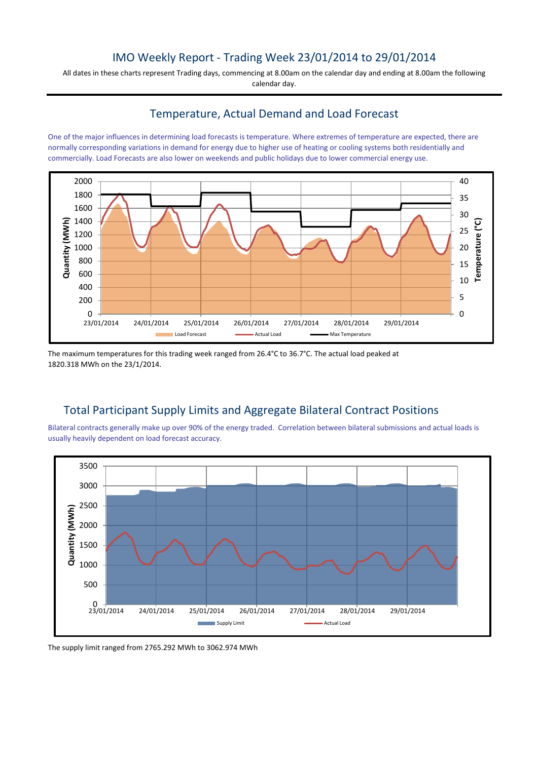# IMO Weekly Report - Trading Week 23/01/2014 to 29/01/2014

All dates in these charts represent Trading days, commencing at 8.00am on the calendar day and ending at 8.00am the following calendar day.

## Temperature, Actual Demand and Load Forecast

One of the major influences in determining load forecasts is temperature. Where extremes of temperature are expected, there are normally corresponding variations in demand for energy due to higher use of heating or cooling systems both residentially and commercially. Load Forecasts are also lower on weekends and public holidays due to lower commercial energy use.

The maximum temperatures for this trading week ranged from 26.4°C to 36.7°C. The actual load peaked at 1820.318 MWh on the 23/1/2014.

## Total Participant Supply Limits and Aggregate Bilateral Contract Positions

Bilateral contracts generally make up over 90% of the energy traded. Correlation between bilateral submissions and actual loads is usually heavily dependent on load forecast accuracy.

The supply limit ranged from 2765.292 MWh to 3062.974 MWh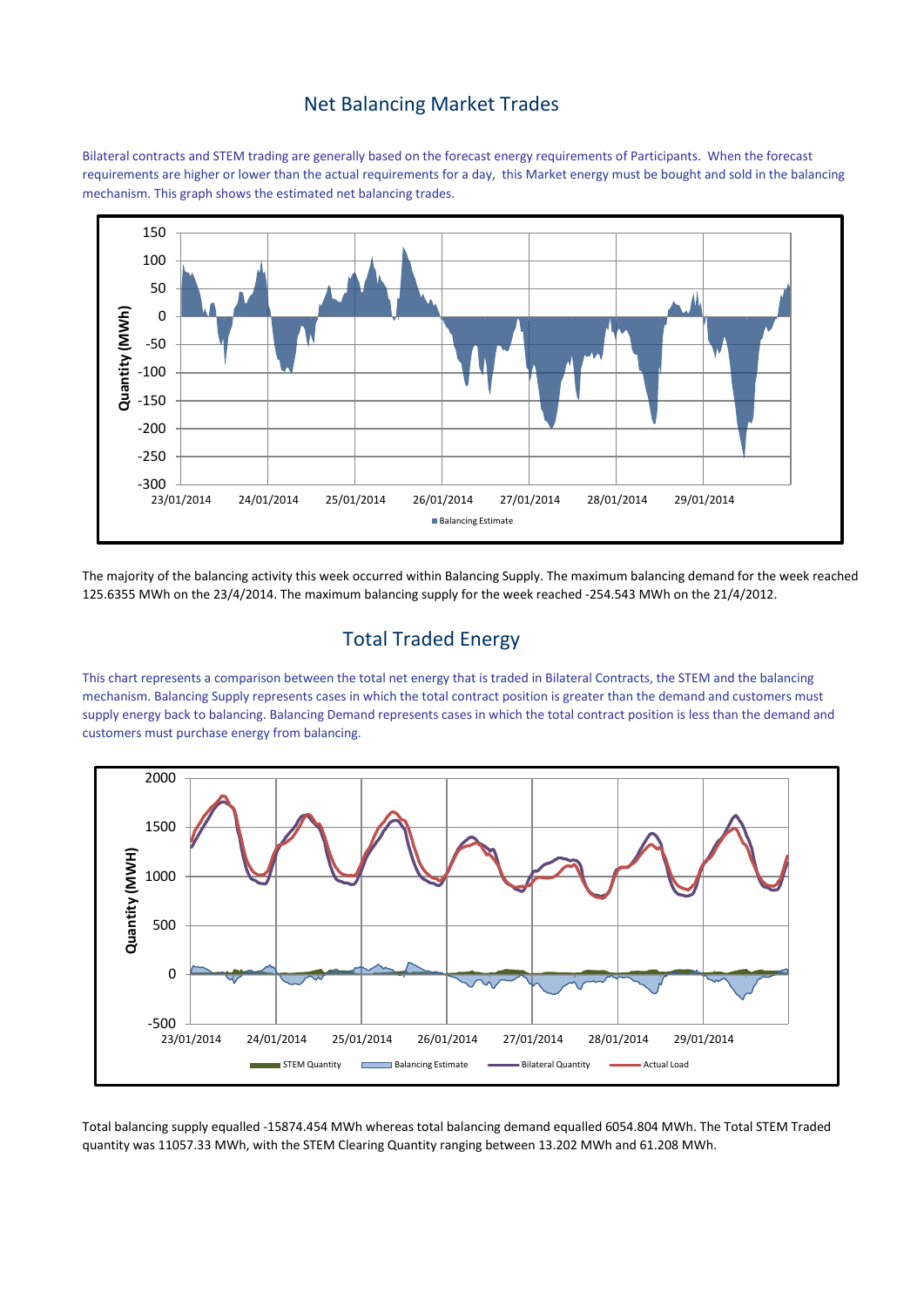## Net Balancing Market Trades

Bilateral contracts and STEM trading are generally based on the forecast energy requirements of Participants. When the forecast requirements are higher or lower than the actual requirements for a day, this Market energy must be bought and sold in the balancing mechanism. This graph shows the estimated net balancing trades.

The majority of the balancing activity this week occurred within Balancing Supply. The maximum balancing demand for the week reached 125.6355 MWh on the 23/4/2014. The maximum balancing supply for the week reached -254.543 MWh on the 21/4/2012.

## Total Traded Energy

This chart represents a comparison between the total net energy that is traded in Bilateral Contracts, the STEM and the balancing mechanism. Balancing Supply represents cases in which the total contract position is greater than the demand and customers must supply energy back to balancing. Balancing Demand represents cases in which the total contract position is less than the demand and customers must purchase energy from balancing.

Total balancing supply equalled -15874.454 MWh whereas total balancing demand equalled 6054.804 MWh. The Total STEM Traded quantity was 11057.33 MWh, with the STEM Clearing Quantity ranging between 13.202 MWh and 61.208 MWh.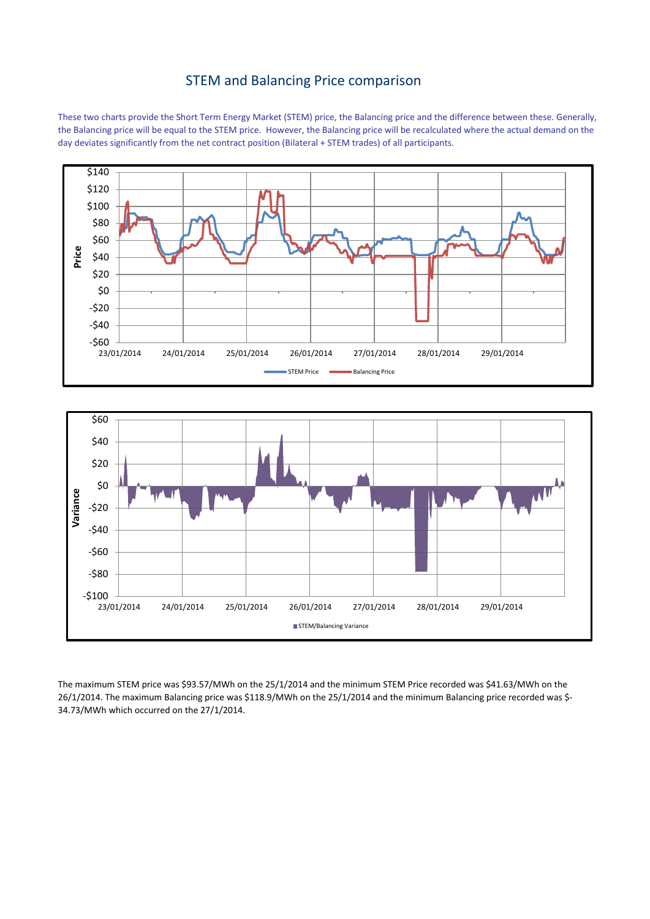# STEM and Balancing Price comparison

These two charts provide the Short Term Energy Market (STEM) price, the Balancing price and the difference between these. Generally, the Balancing price will be equal to the STEM price. However, the Balancing price will be recalculated where the actual demand on the day deviates significantly from the net contract position (Bilateral + STEM trades) of all participants.

Price

$140
$120
$100
$80
$60
$40
$20
$0
-$20
-$40
-$60

23/01/2014 24/01/2014 25/01/2014 26/01/2014 27/01/2014 28/01/2014 29/01/2014

STEM Price
Balancing Price

Variance

$60
$40
$20
$0
-$20
-$40
-$60
-$80
-$100

23/01/2014 24/01/2014 25/01/2014 26/01/2014 27/01/2014 28/01/2014 29/01/2014

STEM/Balancing Variance

The maximum STEM price was $93.57/MWh on the 25/1/2014 and the minimum STEM Price recorded was $41.63/MWh on the 26/1/2014. The maximum Balancing price was $118.9/MWh on the 25/1/2014 and the minimum Balancing price recorded was $-34.73/MWh which occurred on the 27/1/2014.